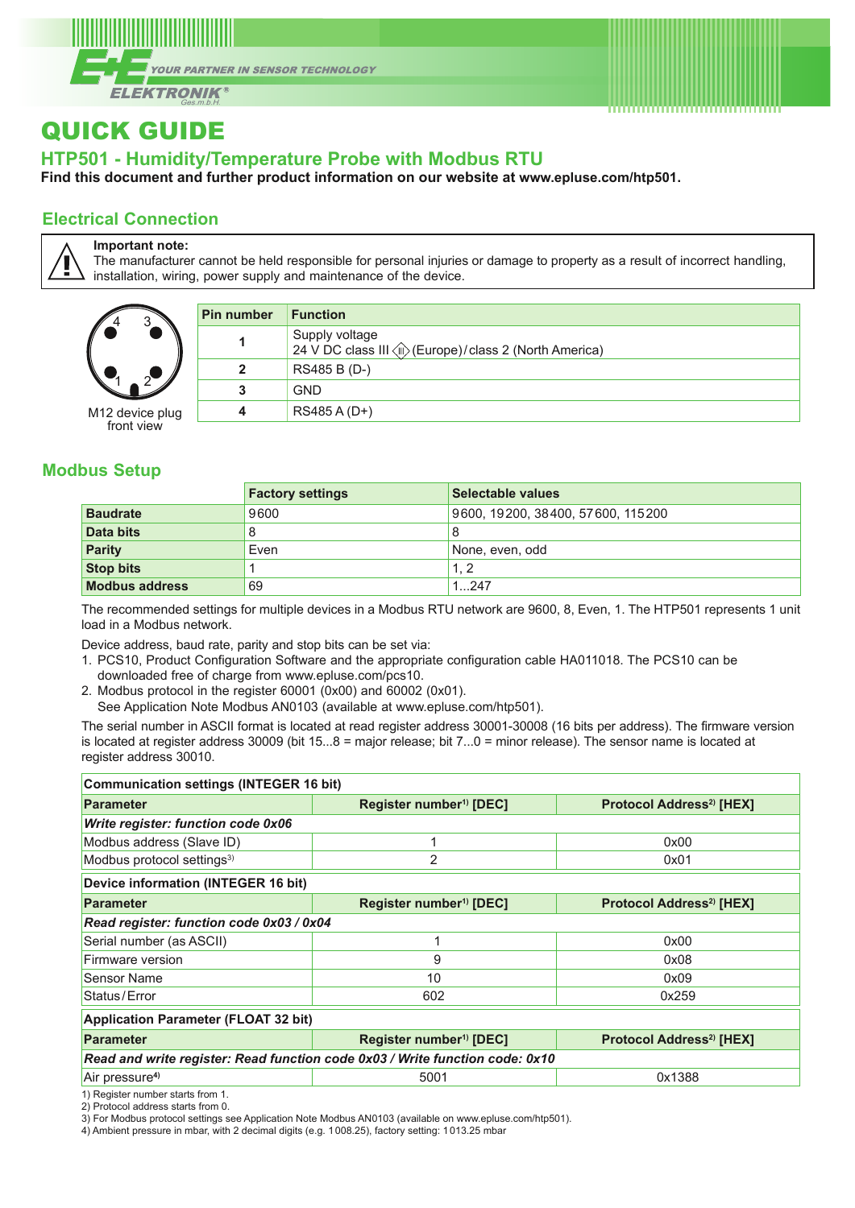# QUICK GUIDE

## HTP501 - Humidity/Temperature Probe with Modbus RTU

**Find this document and further product information on our website at www.epluse.com/htp501.**

## Electrical Connection

**Important note:**
The manufacturer cannot be held responsible for personal injuries or damage to property as a result of incorrect handling, installation, wiring, power supply and maintenance of the device.

M12 device plug front view

| Pin number | Function |
|---|---|
| **1** | Supply voltage<br>24 V DC class III (Europe)/class 2 (North America) |
| **2** | RS485 B (D-) |
| **3** | GND |
| **4** | RS485 A (D+) |

## Modbus Setup

| | Factory settings | Selectable values |
|---|---|---|
| **Baudrate** | 9600 | 9600, 19200, 38400, 57600, 115200 |
| **Data bits** | 8 | 8 |
| **Parity** | Even | None, even, odd |
| **Stop bits** | 1 | 1, 2 |
| **Modbus address** | 69 | 1...247 |

The recommended settings for multiple devices in a Modbus RTU network are 9600, 8, Even, 1. The HTP501 represents 1 unit load in a Modbus network.

Device address, baud rate, parity and stop bits can be set via:

1. PCS10, Product Configuration Software and the appropriate configuration cable HA011018. The PCS10 can be downloaded free of charge from www.epluse.com/pcs10.
2. Modbus protocol in the register 60001 (0x00) and 60002 (0x01).
   See Application Note Modbus AN0103 (available at www.epluse.com/htp501).

The serial number in ASCII format is located at read register address 30001-30008 (16 bits per address). The firmware version is located at register address 30009 (bit 15...8 = major release; bit 7...0 = minor release). The sensor name is located at register address 30010.

| **Communication settings (INTEGER 16 bit)** | | |
|---|---|---|
| **Parameter** | **Register number[1] [DEC]** | **Protocol Address[2] [HEX]** |
| ***Write register: function code 0x06*** | | |
| Modbus address (Slave ID) | 1 | 0x00 |
| Modbus protocol settings[3] | 2 | 0x01 |
| **Device information (INTEGER 16 bit)** | | |
| **Parameter** | **Register number[1] [DEC]** | **Protocol Address[2] [HEX]** |
| ***Read register: function code 0x03 / 0x04*** | | |
| Serial number (as ASCII) | 1 | 0x00 |
| Firmware version | 9 | 0x08 |
| Sensor Name | 10 | 0x09 |
| Status/Error | 602 | 0x259 |
| **Application Parameter (FLOAT 32 bit)** | | |
| **Parameter** | **Register number[1] [DEC]** | **Protocol Address[2] [HEX]** |
| ***Read and write register: Read function code 0x03 / Write function code: 0x10*** | | |
| Air pressure[4] | 5001 | 0x1388 |

1) Register number starts from 1.
2) Protocol address starts from 0.
3) For Modbus protocol settings see Application Note Modbus AN0103 (available on www.epluse.com/htp501).
4) Ambient pressure in mbar, with 2 decimal digits (e.g. 1008.25), factory setting: 1013.25 mbar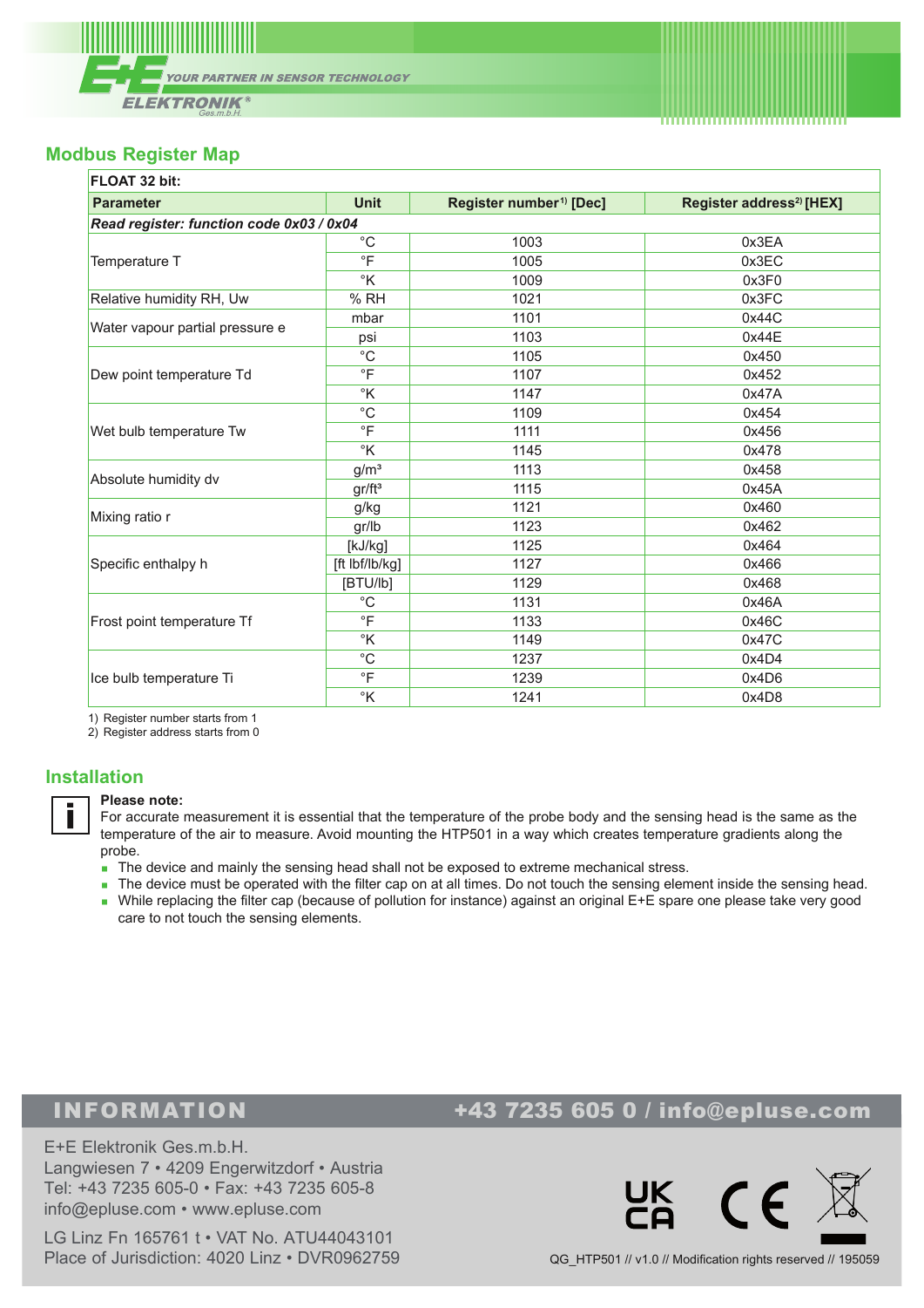## Modbus Register Map

| FLOAT 32 bit: | | | |
|---|---|---|---|
| **Parameter** | **Unit** | **Register number[1] [Dec]** | **Register address[2] [HEX]** |
| ***Read register: function code 0x03 / 0x04*** | | | |
| Temperature T | °C | 1003 | 0x3EA |
| | °F | 1005 | 0x3EC |
| | °K | 1009 | 0x3F0 |
| Relative humidity RH, Uw | % RH | 1021 | 0x3FC |
| Water vapour partial pressure e | mbar | 1101 | 0x44C |
| | psi | 1103 | 0x44E |
| Dew point temperature Td | °C | 1105 | 0x450 |
| | °F | 1107 | 0x452 |
| | °K | 1147 | 0x47A |
| Wet bulb temperature Tw | °C | 1109 | 0x454 |
| | °F | 1111 | 0x456 |
| | °K | 1145 | 0x478 |
| Absolute humidity dv | g/m³ | 1113 | 0x458 |
| | gr/ft³ | 1115 | 0x45A |
| Mixing ratio r | g/kg | 1121 | 0x460 |
| | gr/lb | 1123 | 0x462 |
| Specific enthalpy h | [kJ/kg] | 1125 | 0x464 |
| | [ft lbf/lb/kg] | 1127 | 0x466 |
| | [BTU/lb] | 1129 | 0x468 |
| Frost point temperature Tf | °C | 1131 | 0x46A |
| | °F | 1133 | 0x46C |
| | °K | 1149 | 0x47C |
| Ice bulb temperature Ti | °C | 1237 | 0x4D4 |
| | °F | 1239 | 0x4D6 |
| | °K | 1241 | 0x4D8 |

1) Register number starts from 1
2) Register address starts from 0

## Installation

**Please note:**
For accurate measurement it is essential that the temperature of the probe body and the sensing head is the same as the temperature of the air to measure. Avoid mounting the HTP501 in a way which creates temperature gradients along the probe.

- The device and mainly the sensing head shall not be exposed to extreme mechanical stress.
- The device must be operated with the filter cap on at all times. Do not touch the sensing element inside the sensing head.
- While replacing the filter cap (because of pollution for instance) against an original E+E spare one please take very good care to not touch the sensing elements.

**INFORMATION** **+43 7235 605 0 / info@epluse.com**

E+E Elektronik Ges.m.b.H.
Langwiesen 7 • 4209 Engerwitzdorf • Austria
Tel: +43 7235 605-0 • Fax: +43 7235 605-8
info@epluse.com • www.epluse.com

LG Linz Fn 165761 t • VAT No. ATU44043101
Place of Jurisdiction: 4020 Linz • DVR0962759

QG_HTP501 // v1.0 // Modification rights reserved // 195059